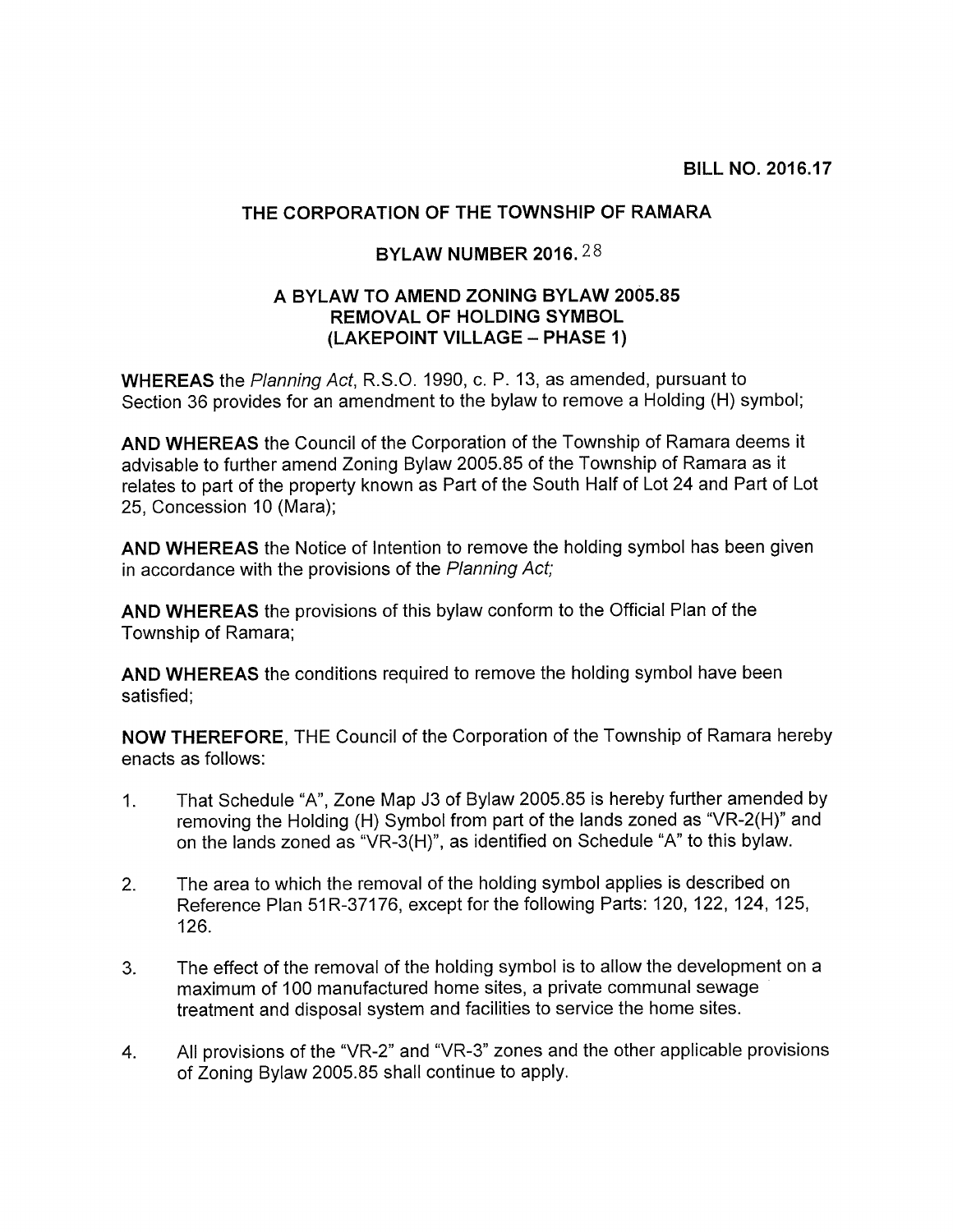**BILL NO. 2016.17**

# THE CORPORATION OF THE TOWNSHIP OF RAMARA

## BYLAW NUMBER 2016.28

## A BYLAW TO AMEND ZONING BYLAW 2005.85 REMOVAL OF HOLDING SYMBOL (LAKEPOINT VILLAGE – PHASE 1)

**WHEREAS** the *Planning Act*, R.S.O. 1990, c. P. 13, as amended, pursuant to Section 36 provides for an amendment to the bylaw to remove a Holding (H) symbol;

**AND WHEREAS** the Council of the Corporation of the Township of Ramara deems it advisable to further amend Zoning Bylaw 2005.85 of the Township of Ramara as it relates to part of the property known as Part of the South Half of Lot 24 and Part of Lot 25, Concession 10 (Mara);

**AND WHEREAS** the Notice of Intention to remove the holding symbol has been given in accordance with the provisions of the *Planning Act;*

**AND WHEREAS** the provisions of this bylaw conform to the Official Plan of the Township of Ramara;

**AND WHEREAS** the conditions required to remove the holding symbol have been satisfied;

**NOW THEREFORE,** THE Council of the Corporation of the Township of Ramara hereby enacts as follows:

1. That Schedule "A", Zone Map J3 of Bylaw 2005.85 is hereby further amended by removing the Holding (H) Symbol from part of the lands zoned as "VR-2(H)" and on the lands zoned as "VR-3(H)", as identified on Schedule "A" to this bylaw.

2. The area to which the removal of the holding symbol applies is described on Reference Plan 51R-37176, except for the following Parts: 120, 122, 124, 125, 126.

3. The effect of the removal of the holding symbol is to allow the development on a maximum of 100 manufactured home sites, a private communal sewage treatment and disposal system and facilities to service the home sites.

4. All provisions of the "VR-2" and "VR-3" zones and the other applicable provisions of Zoning Bylaw 2005.85 shall continue to apply.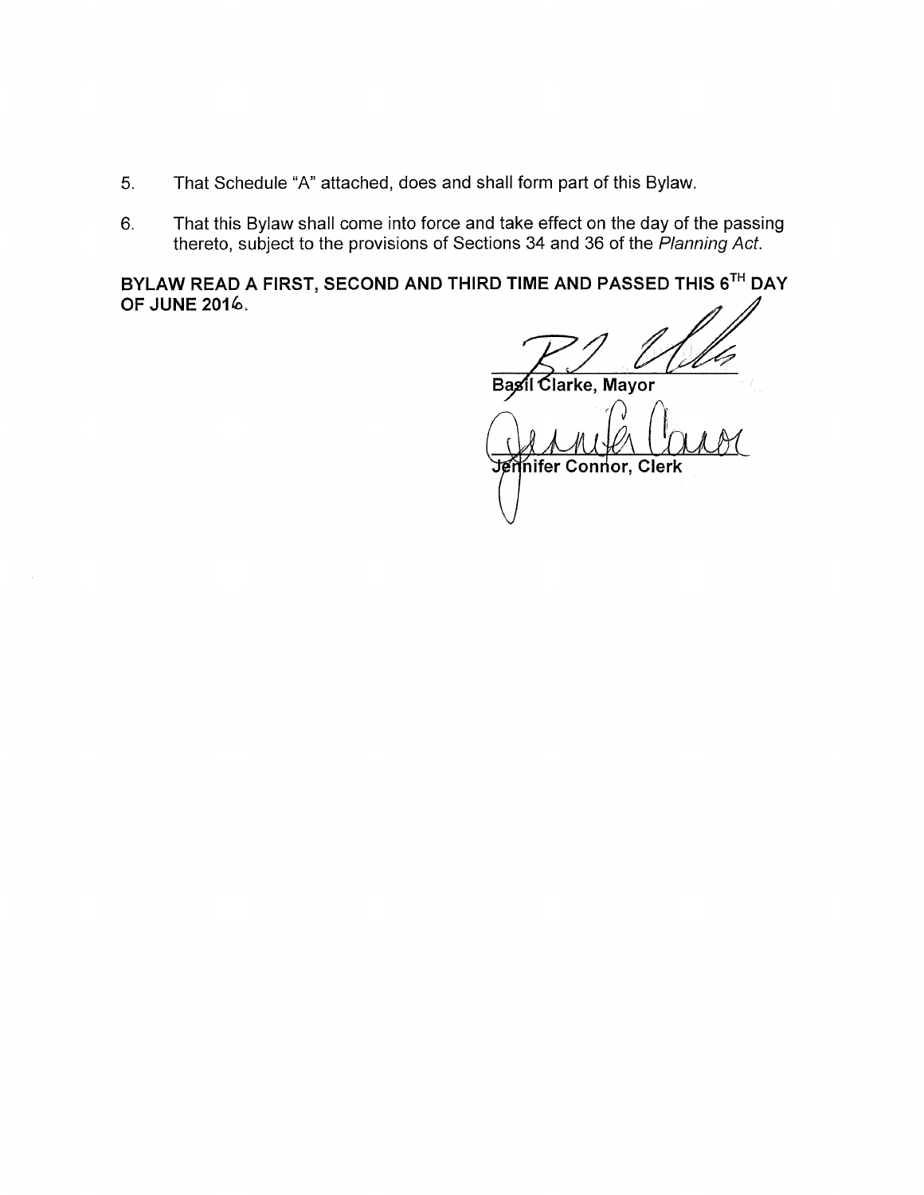5. That Schedule "A" attached, does and shall form part of this Bylaw.

6. That this Bylaw shall come into force and take effect on the day of the passing thereto, subject to the provisions of Sections 34 and 36 of the *Planning Act*.

**BYLAW READ A FIRST, SECOND AND THIRD TIME AND PASSED THIS 6TH DAY OF JUNE 2016.**

**Basil Clarke, Mayor**

**Jennifer Connor, Clerk**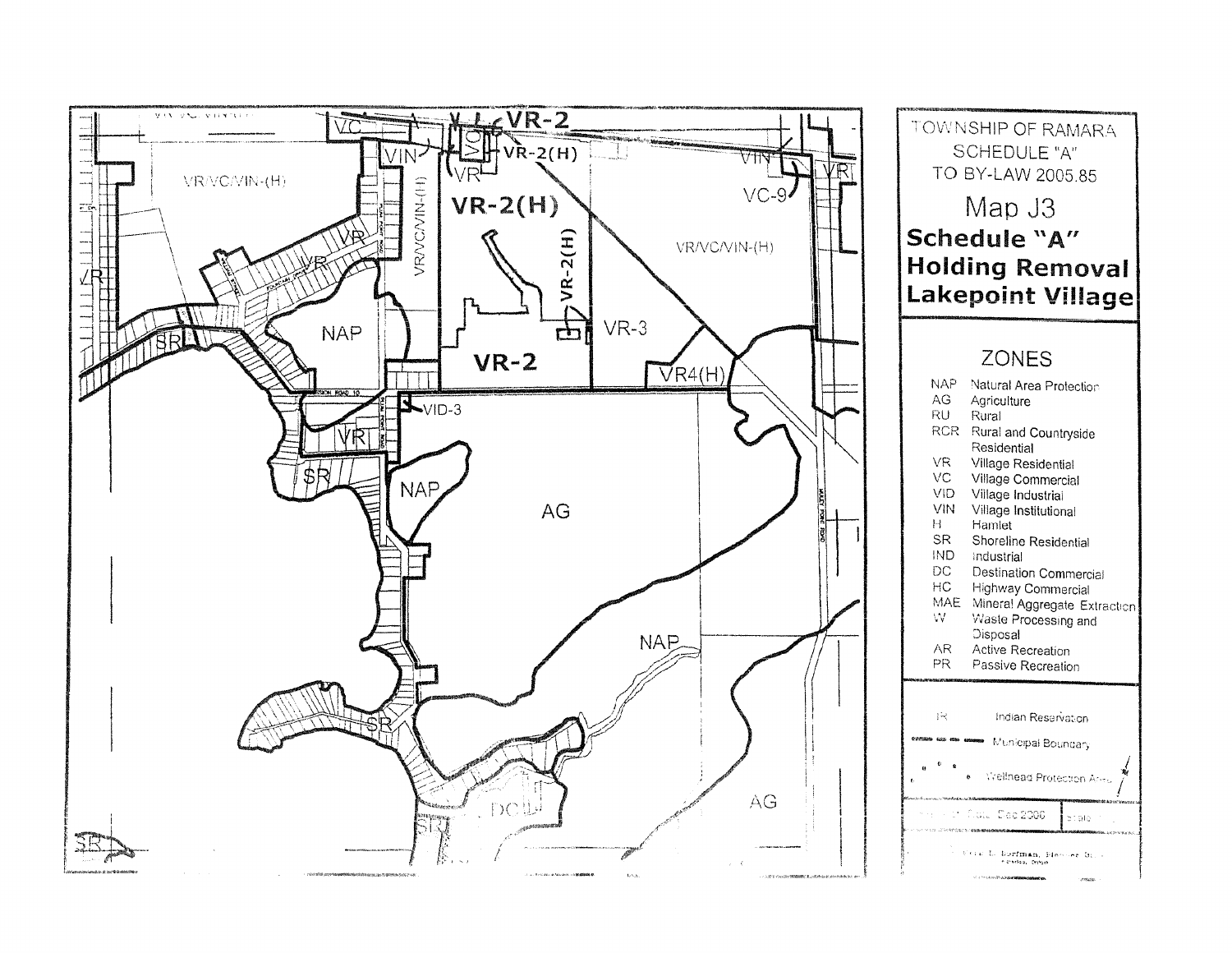TOWNSHIP OF RAMARA
SCHEDULE "A"
TO BY-LAW 2005.85

Map J3

**Schedule "A"**
**Holding Removal**
**Lakepoint Village**

## ZONES

| | |
|---|---|
| NAP | Natural Area Protection |
| AG | Agriculture |
| RU | Rural |
| RCR | Rural and Countryside Residential |
| VR | Village Residential |
| VC | Village Commercial |
| VID | Village Industrial |
| VIN | Village Institutional |
| H | Hamlet |
| SR | Shoreline Residential |
| IND | Industrial |
| DC | Destination Commercial |
| HC | Highway Commercial |
| MAE | Mineral Aggregate Extraction |
| W | Waste Processing and Disposal |
| AR | Active Recreation |
| PR | Passive Recreation |

IR Indian Reservation

Municipal Boundary

Wellhead Protection Area

Date: Dec 2006

VR-2
VR-2(H)
VR/VC/VIN-(H)
VR-3
VR4(H)
VC-9
VIN
VC
VR
SR
NAP
VID-3
AG
DC